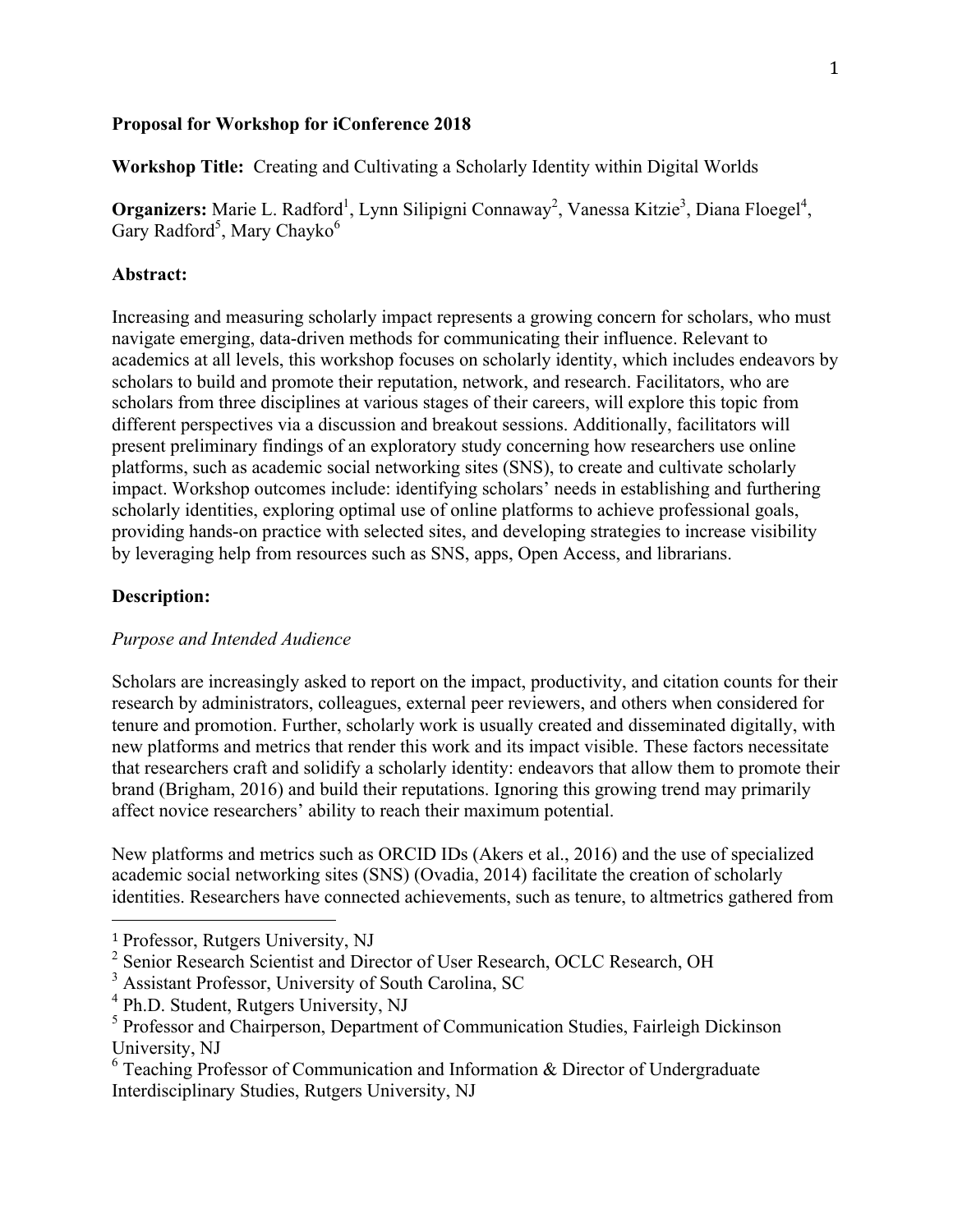**Proposal for Workshop for iConference 2018**

**Workshop Title:** Creating and Cultivating a Scholarly Identity within Digital Worlds

**Organizers:** Marie L. Radford[1], Lynn Silipigni Connaway[2], Vanessa Kitzie[3], Diana Floegel[4], Gary Radford[5], Mary Chayko[6]

**Abstract:**

Increasing and measuring scholarly impact represents a growing concern for scholars, who must navigate emerging, data-driven methods for communicating their influence. Relevant to academics at all levels, this workshop focuses on scholarly identity, which includes endeavors by scholars to build and promote their reputation, network, and research. Facilitators, who are scholars from three disciplines at various stages of their careers, will explore this topic from different perspectives via a discussion and breakout sessions. Additionally, facilitators will present preliminary findings of an exploratory study concerning how researchers use online platforms, such as academic social networking sites (SNS), to create and cultivate scholarly impact. Workshop outcomes include: identifying scholars' needs in establishing and furthering scholarly identities, exploring optimal use of online platforms to achieve professional goals, providing hands-on practice with selected sites, and developing strategies to increase visibility by leveraging help from resources such as SNS, apps, Open Access, and librarians.

**Description:**

*Purpose and Intended Audience*

Scholars are increasingly asked to report on the impact, productivity, and citation counts for their research by administrators, colleagues, external peer reviewers, and others when considered for tenure and promotion. Further, scholarly work is usually created and disseminated digitally, with new platforms and metrics that render this work and its impact visible. These factors necessitate that researchers craft and solidify a scholarly identity: endeavors that allow them to promote their brand (Brigham, 2016) and build their reputations. Ignoring this growing trend may primarily affect novice researchers' ability to reach their maximum potential.

New platforms and metrics such as ORCID IDs (Akers et al., 2016) and the use of specialized academic social networking sites (SNS) (Ovadia, 2014) facilitate the creation of scholarly identities. Researchers have connected achievements, such as tenure, to altmetrics gathered from

---

[1] Professor, Rutgers University, NJ

[2] Senior Research Scientist and Director of User Research, OCLC Research, OH

[3] Assistant Professor, University of South Carolina, SC

[4] Ph.D. Student, Rutgers University, NJ

[5] Professor and Chairperson, Department of Communication Studies, Fairleigh Dickinson University, NJ

[6] Teaching Professor of Communication and Information & Director of Undergraduate Interdisciplinary Studies, Rutgers University, NJ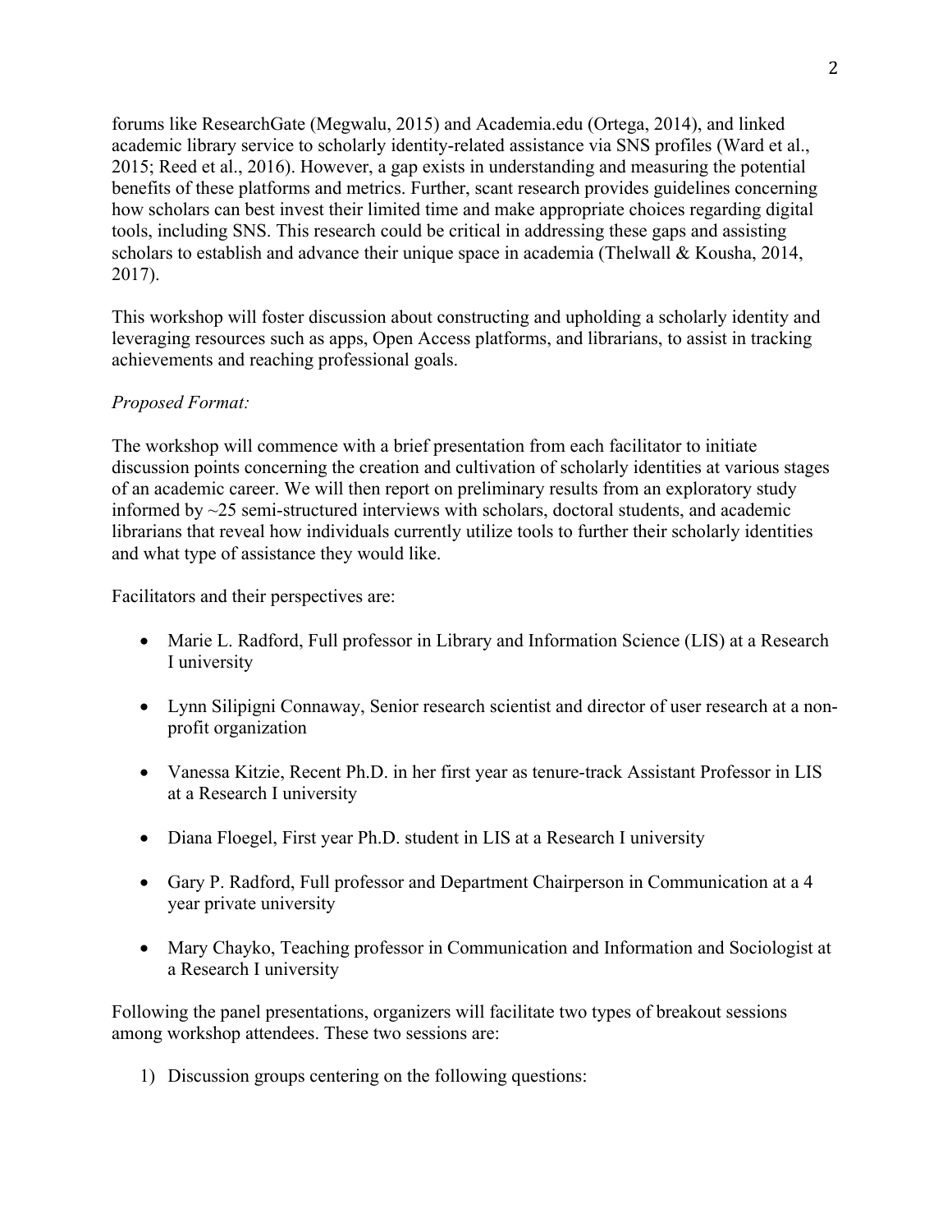forums like ResearchGate (Megwalu, 2015) and Academia.edu (Ortega, 2014), and linked academic library service to scholarly identity-related assistance via SNS profiles (Ward et al., 2015; Reed et al., 2016). However, a gap exists in understanding and measuring the potential benefits of these platforms and metrics. Further, scant research provides guidelines concerning how scholars can best invest their limited time and make appropriate choices regarding digital tools, including SNS. This research could be critical in addressing these gaps and assisting scholars to establish and advance their unique space in academia (Thelwall & Kousha, 2014, 2017).

This workshop will foster discussion about constructing and upholding a scholarly identity and leveraging resources such as apps, Open Access platforms, and librarians, to assist in tracking achievements and reaching professional goals.

*Proposed Format:*

The workshop will commence with a brief presentation from each facilitator to initiate discussion points concerning the creation and cultivation of scholarly identities at various stages of an academic career. We will then report on preliminary results from an exploratory study informed by ~25 semi-structured interviews with scholars, doctoral students, and academic librarians that reveal how individuals currently utilize tools to further their scholarly identities and what type of assistance they would like.

Facilitators and their perspectives are:

- Marie L. Radford, Full professor in Library and Information Science (LIS) at a Research I university
- Lynn Silipigni Connaway, Senior research scientist and director of user research at a non-profit organization
- Vanessa Kitzie, Recent Ph.D. in her first year as tenure-track Assistant Professor in LIS at a Research I university
- Diana Floegel, First year Ph.D. student in LIS at a Research I university
- Gary P. Radford, Full professor and Department Chairperson in Communication at a 4 year private university
- Mary Chayko, Teaching professor in Communication and Information and Sociologist at a Research I university

Following the panel presentations, organizers will facilitate two types of breakout sessions among workshop attendees. These two sessions are:

1) Discussion groups centering on the following questions: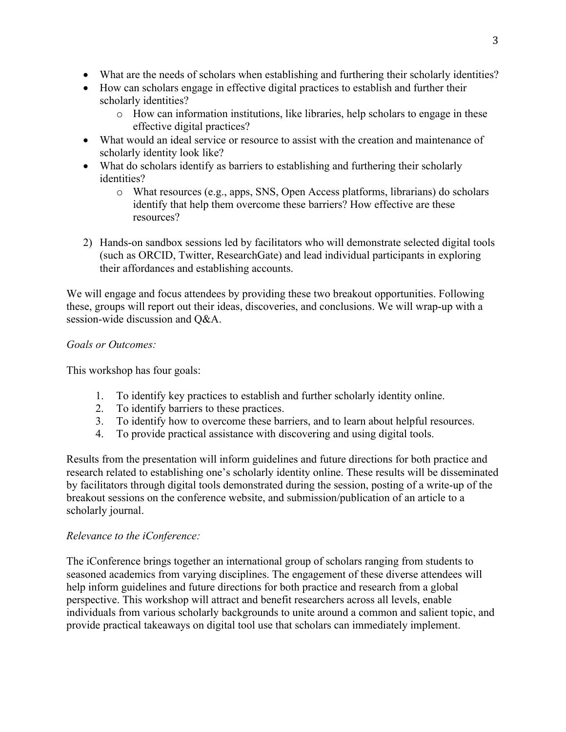- What are the needs of scholars when establishing and furthering their scholarly identities?
- How can scholars engage in effective digital practices to establish and further their scholarly identities?
    - How can information institutions, like libraries, help scholars to engage in these effective digital practices?
- What would an ideal service or resource to assist with the creation and maintenance of scholarly identity look like?
- What do scholars identify as barriers to establishing and furthering their scholarly identities?
    - What resources (e.g., apps, SNS, Open Access platforms, librarians) do scholars identify that help them overcome these barriers? How effective are these resources?

2) Hands-on sandbox sessions led by facilitators who will demonstrate selected digital tools (such as ORCID, Twitter, ResearchGate) and lead individual participants in exploring their affordances and establishing accounts.

We will engage and focus attendees by providing these two breakout opportunities. Following these, groups will report out their ideas, discoveries, and conclusions. We will wrap-up with a session-wide discussion and Q&A.

*Goals or Outcomes:*

This workshop has four goals:

1. To identify key practices to establish and further scholarly identity online.
2. To identify barriers to these practices.
3. To identify how to overcome these barriers, and to learn about helpful resources.
4. To provide practical assistance with discovering and using digital tools.

Results from the presentation will inform guidelines and future directions for both practice and research related to establishing one's scholarly identity online. These results will be disseminated by facilitators through digital tools demonstrated during the session, posting of a write-up of the breakout sessions on the conference website, and submission/publication of an article to a scholarly journal.

*Relevance to the iConference:*

The iConference brings together an international group of scholars ranging from students to seasoned academics from varying disciplines. The engagement of these diverse attendees will help inform guidelines and future directions for both practice and research from a global perspective. This workshop will attract and benefit researchers across all levels, enable individuals from various scholarly backgrounds to unite around a common and salient topic, and provide practical takeaways on digital tool use that scholars can immediately implement.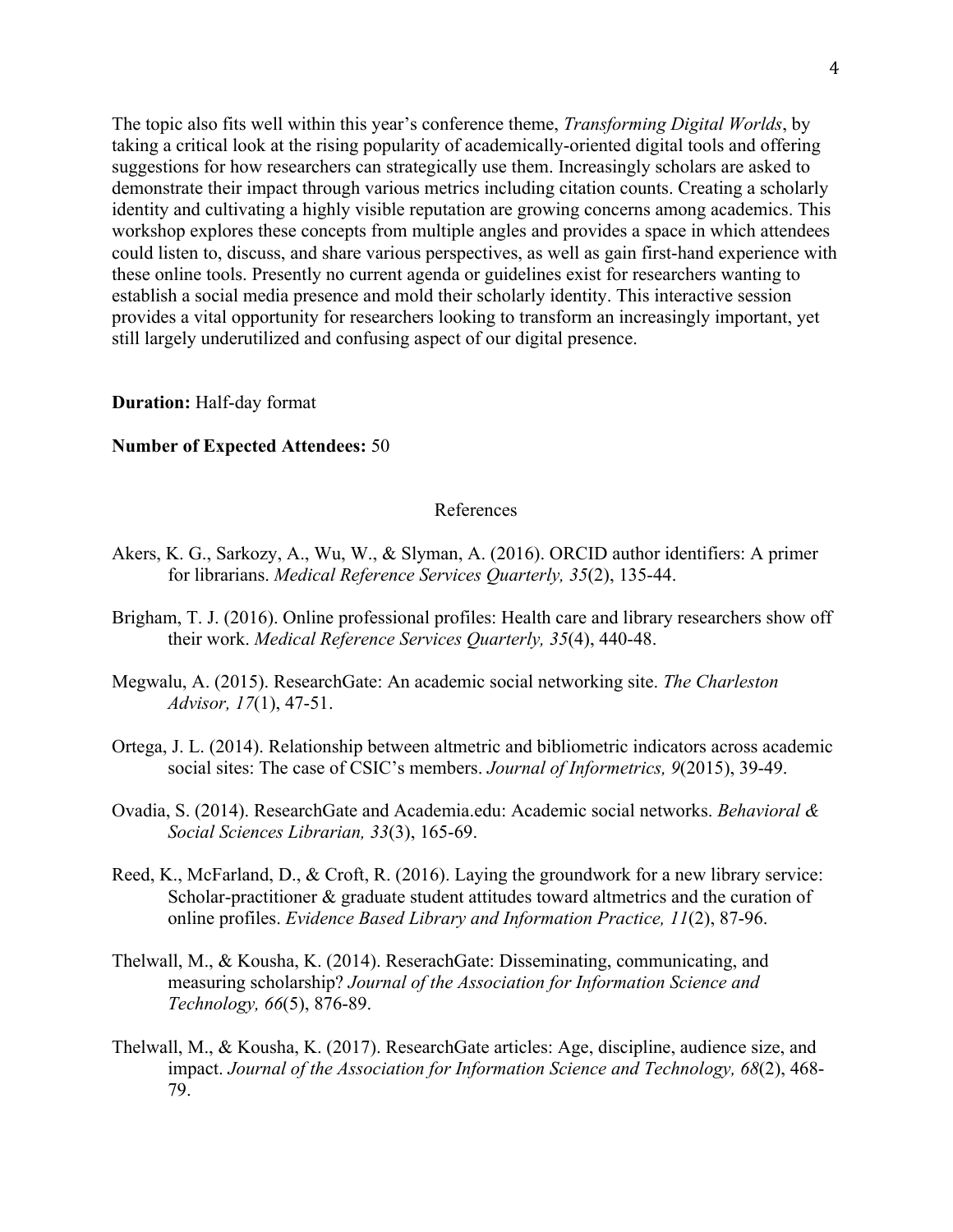The topic also fits well within this year's conference theme, *Transforming Digital Worlds*, by taking a critical look at the rising popularity of academically-oriented digital tools and offering suggestions for how researchers can strategically use them. Increasingly scholars are asked to demonstrate their impact through various metrics including citation counts. Creating a scholarly identity and cultivating a highly visible reputation are growing concerns among academics. This workshop explores these concepts from multiple angles and provides a space in which attendees could listen to, discuss, and share various perspectives, as well as gain first-hand experience with these online tools. Presently no current agenda or guidelines exist for researchers wanting to establish a social media presence and mold their scholarly identity. This interactive session provides a vital opportunity for researchers looking to transform an increasingly important, yet still largely underutilized and confusing aspect of our digital presence.

**Duration:** Half-day format

**Number of Expected Attendees:** 50

## References

Akers, K. G., Sarkozy, A., Wu, W., & Slyman, A. (2016). ORCID author identifiers: A primer for librarians. *Medical Reference Services Quarterly, 35*(2), 135-44.

Brigham, T. J. (2016). Online professional profiles: Health care and library researchers show off their work. *Medical Reference Services Quarterly, 35*(4), 440-48.

Megwalu, A. (2015). ResearchGate: An academic social networking site. *The Charleston Advisor, 17*(1), 47-51.

Ortega, J. L. (2014). Relationship between altmetric and bibliometric indicators across academic social sites: The case of CSIC's members. *Journal of Informetrics, 9*(2015), 39-49.

Ovadia, S. (2014). ResearchGate and Academia.edu: Academic social networks. *Behavioral & Social Sciences Librarian, 33*(3), 165-69.

Reed, K., McFarland, D., & Croft, R. (2016). Laying the groundwork for a new library service: Scholar-practitioner & graduate student attitudes toward altmetrics and the curation of online profiles. *Evidence Based Library and Information Practice, 11*(2), 87-96.

Thelwall, M., & Kousha, K. (2014). ResearchGate: Disseminating, communicating, and measuring scholarship? *Journal of the Association for Information Science and Technology, 66*(5), 876-89.

Thelwall, M., & Kousha, K. (2017). ResearchGate articles: Age, discipline, audience size, and impact. *Journal of the Association for Information Science and Technology, 68*(2), 468-79.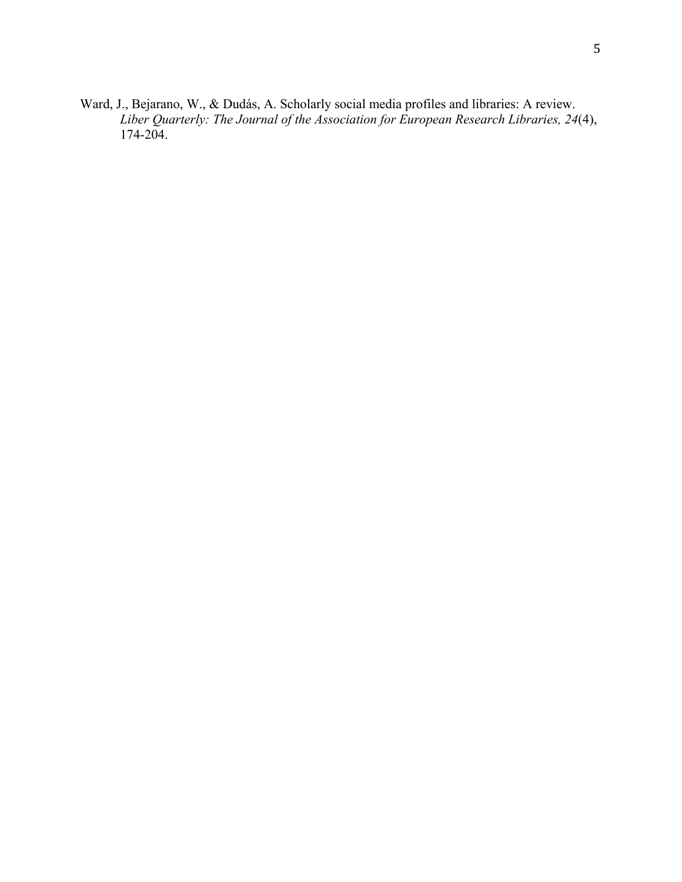Ward, J., Bejarano, W., & Dudás, A. Scholarly social media profiles and libraries: A review. *Liber Quarterly: The Journal of the Association for European Research Libraries, 24*(4), 174-204.